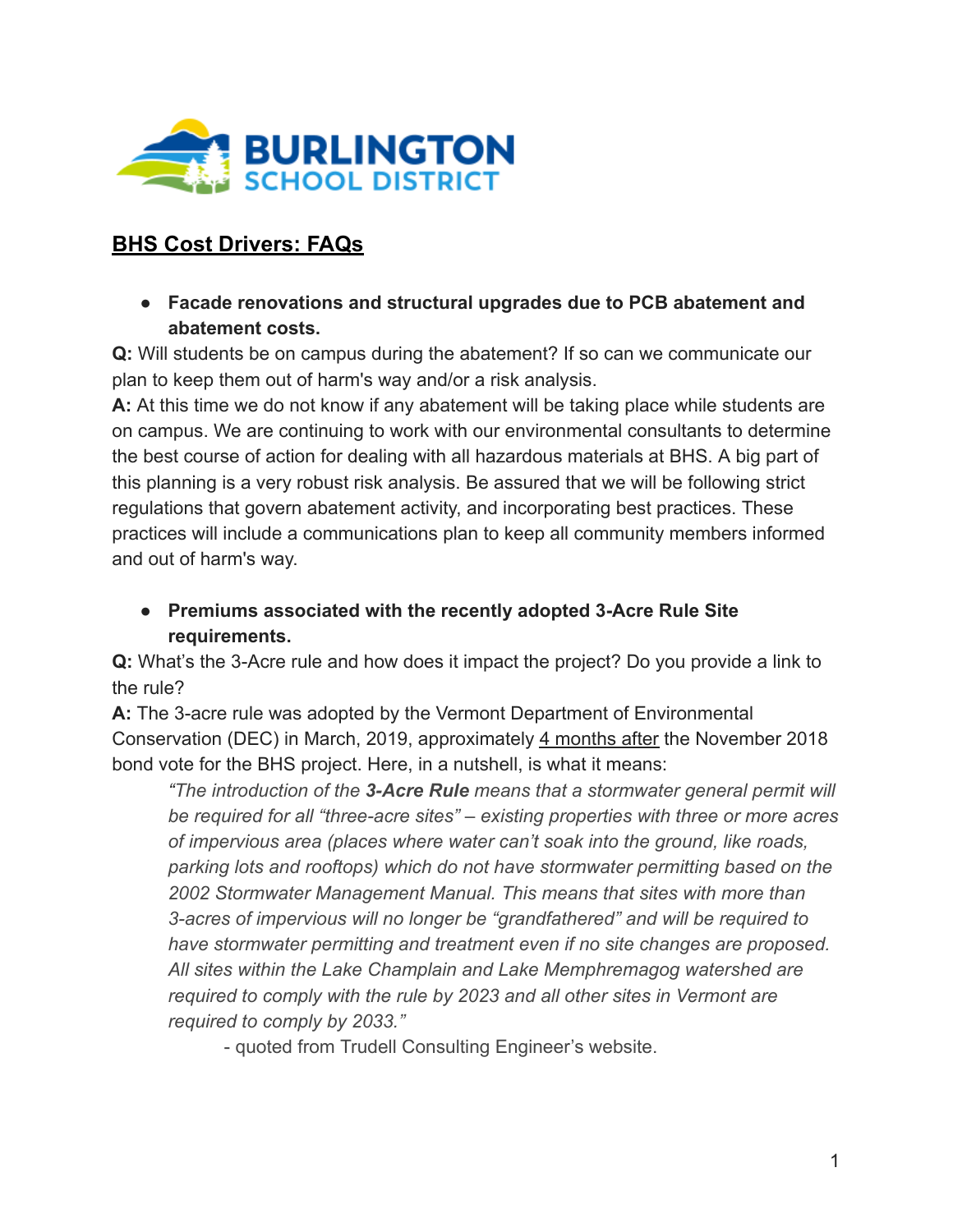BURLINGTON SCHOOL DISTRICT

## BHS Cost Drivers: FAQs

- **Facade renovations and structural upgrades due to PCB abatement and abatement costs.**

**Q:** Will students be on campus during the abatement? If so can we communicate our plan to keep them out of harm's way and/or a risk analysis.

**A:** At this time we do not know if any abatement will be taking place while students are on campus. We are continuing to work with our environmental consultants to determine the best course of action for dealing with all hazardous materials at BHS. A big part of this planning is a very robust risk analysis. Be assured that we will be following strict regulations that govern abatement activity, and incorporating best practices. These practices will include a communications plan to keep all community members informed and out of harm's way.

- **Premiums associated with the recently adopted 3-Acre Rule Site requirements.**

**Q:** What's the 3-Acre rule and how does it impact the project? Do you provide a link to the rule?

**A:** The 3-acre rule was adopted by the Vermont Department of Environmental Conservation (DEC) in March, 2019, approximately 4 months after the November 2018 bond vote for the BHS project. Here, in a nutshell, is what it means:

> *"The introduction of the **3-Acre Rule** means that a stormwater general permit will be required for all "three-acre sites" – existing properties with three or more acres of impervious area (places where water can't soak into the ground, like roads, parking lots and rooftops) which do not have stormwater permitting based on the 2002 Stormwater Management Manual. This means that sites with more than 3-acres of impervious will no longer be "grandfathered" and will be required to have stormwater permitting and treatment even if no site changes are proposed. All sites within the Lake Champlain and Lake Memphremagog watershed are required to comply with the rule by 2023 and all other sites in Vermont are required to comply by 2033."*
>
> \- quoted from Trudell Consulting Engineer's website.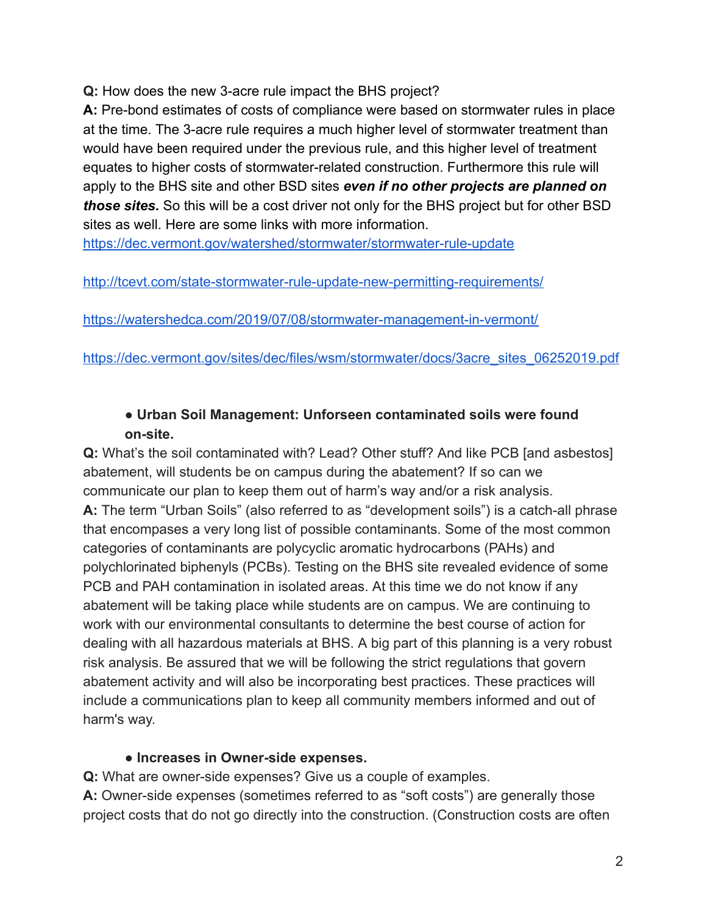**Q:** How does the new 3-acre rule impact the BHS project?

**A:** Pre-bond estimates of costs of compliance were based on stormwater rules in place at the time. The 3-acre rule requires a much higher level of stormwater treatment than would have been required under the previous rule, and this higher level of treatment equates to higher costs of stormwater-related construction. Furthermore this rule will apply to the BHS site and other BSD sites ***even if no other projects are planned on those sites.*** So this will be a cost driver not only for the BHS project but for other BSD sites as well. Here are some links with more information.

https://dec.vermont.gov/watershed/stormwater/stormwater-rule-update

http://tcevt.com/state-stormwater-rule-update-new-permitting-requirements/

https://watershedca.com/2019/07/08/stormwater-management-in-vermont/

https://dec.vermont.gov/sites/dec/files/wsm/stormwater/docs/3acre_sites_06252019.pdf

- **Urban Soil Management: Unforseen contaminated soils were found on-site.**

**Q:** What's the soil contaminated with? Lead? Other stuff? And like PCB [and asbestos] abatement, will students be on campus during the abatement? If so can we communicate our plan to keep them out of harm's way and/or a risk analysis.

**A:** The term "Urban Soils" (also referred to as "development soils") is a catch-all phrase that encompases a very long list of possible contaminants. Some of the most common categories of contaminants are polycyclic aromatic hydrocarbons (PAHs) and polychlorinated biphenyls (PCBs). Testing on the BHS site revealed evidence of some PCB and PAH contamination in isolated areas. At this time we do not know if any abatement will be taking place while students are on campus. We are continuing to work with our environmental consultants to determine the best course of action for dealing with all hazardous materials at BHS. A big part of this planning is a very robust risk analysis. Be assured that we will be following the strict regulations that govern abatement activity and will also be incorporating best practices. These practices will include a communications plan to keep all community members informed and out of harm's way.

- **Increases in Owner-side expenses.**

**Q:** What are owner-side expenses? Give us a couple of examples.

**A:** Owner-side expenses (sometimes referred to as "soft costs") are generally those project costs that do not go directly into the construction. (Construction costs are often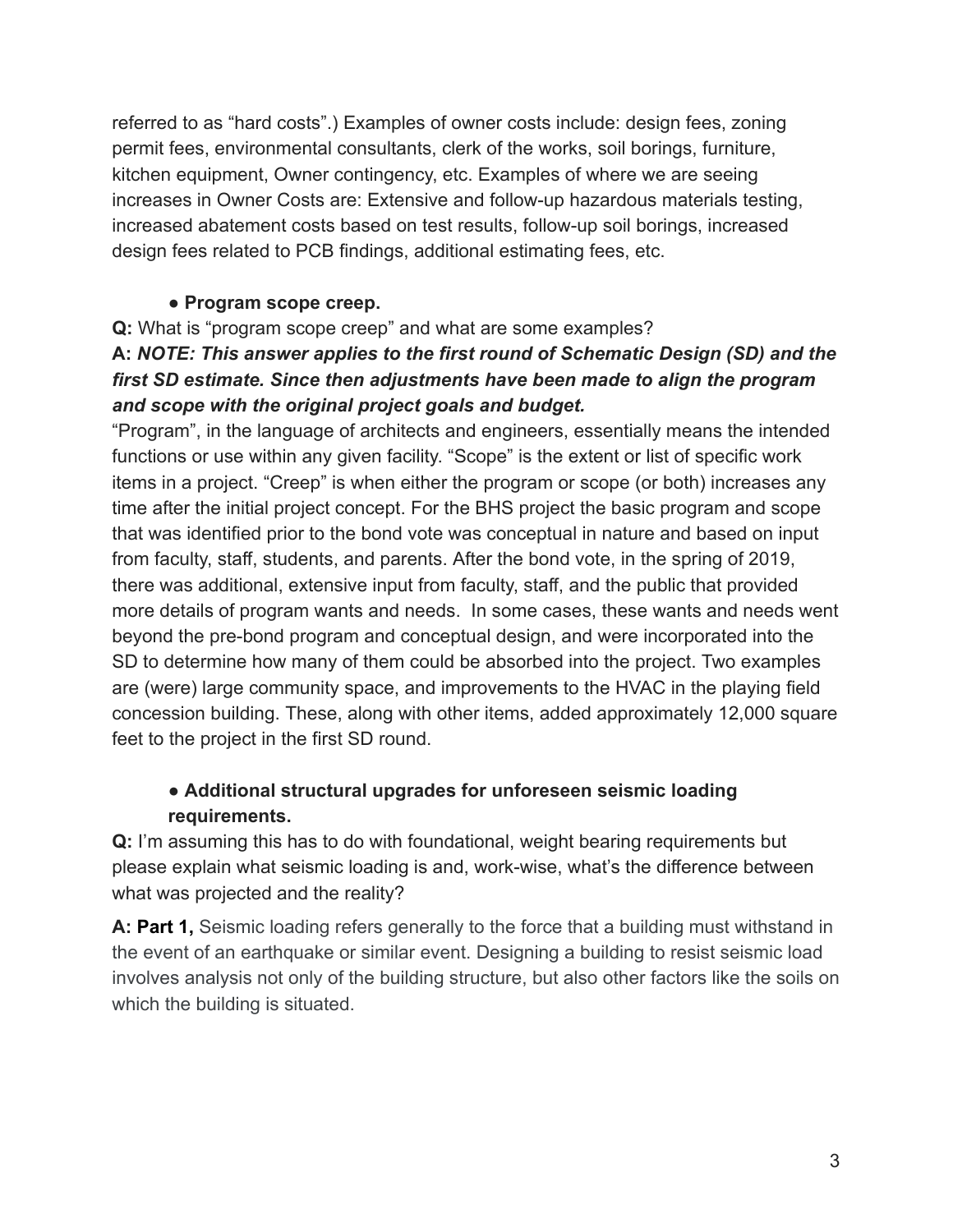referred to as "hard costs".) Examples of owner costs include: design fees, zoning permit fees, environmental consultants, clerk of the works, soil borings, furniture, kitchen equipment, Owner contingency, etc. Examples of where we are seeing increases in Owner Costs are: Extensive and follow-up hazardous materials testing, increased abatement costs based on test results, follow-up soil borings, increased design fees related to PCB findings, additional estimating fees, etc.

- **Program scope creep.**

**Q:** What is "program scope creep" and what are some examples?

**A:** ***NOTE: This answer applies to the first round of Schematic Design (SD) and the first SD estimate. Since then adjustments have been made to align the program and scope with the original project goals and budget.***

"Program", in the language of architects and engineers, essentially means the intended functions or use within any given facility. "Scope" is the extent or list of specific work items in a project. "Creep" is when either the program or scope (or both) increases any time after the initial project concept. For the BHS project the basic program and scope that was identified prior to the bond vote was conceptual in nature and based on input from faculty, staff, students, and parents. After the bond vote, in the spring of 2019, there was additional, extensive input from faculty, staff, and the public that provided more details of program wants and needs. In some cases, these wants and needs went beyond the pre-bond program and conceptual design, and were incorporated into the SD to determine how many of them could be absorbed into the project. Two examples are (were) large community space, and improvements to the HVAC in the playing field concession building. These, along with other items, added approximately 12,000 square feet to the project in the first SD round.

- **Additional structural upgrades for unforeseen seismic loading requirements.**

**Q:** I'm assuming this has to do with foundational, weight bearing requirements but please explain what seismic loading is and, work-wise, what's the difference between what was projected and the reality?

**A: Part 1,** Seismic loading refers generally to the force that a building must withstand in the event of an earthquake or similar event. Designing a building to resist seismic load involves analysis not only of the building structure, but also other factors like the soils on which the building is situated.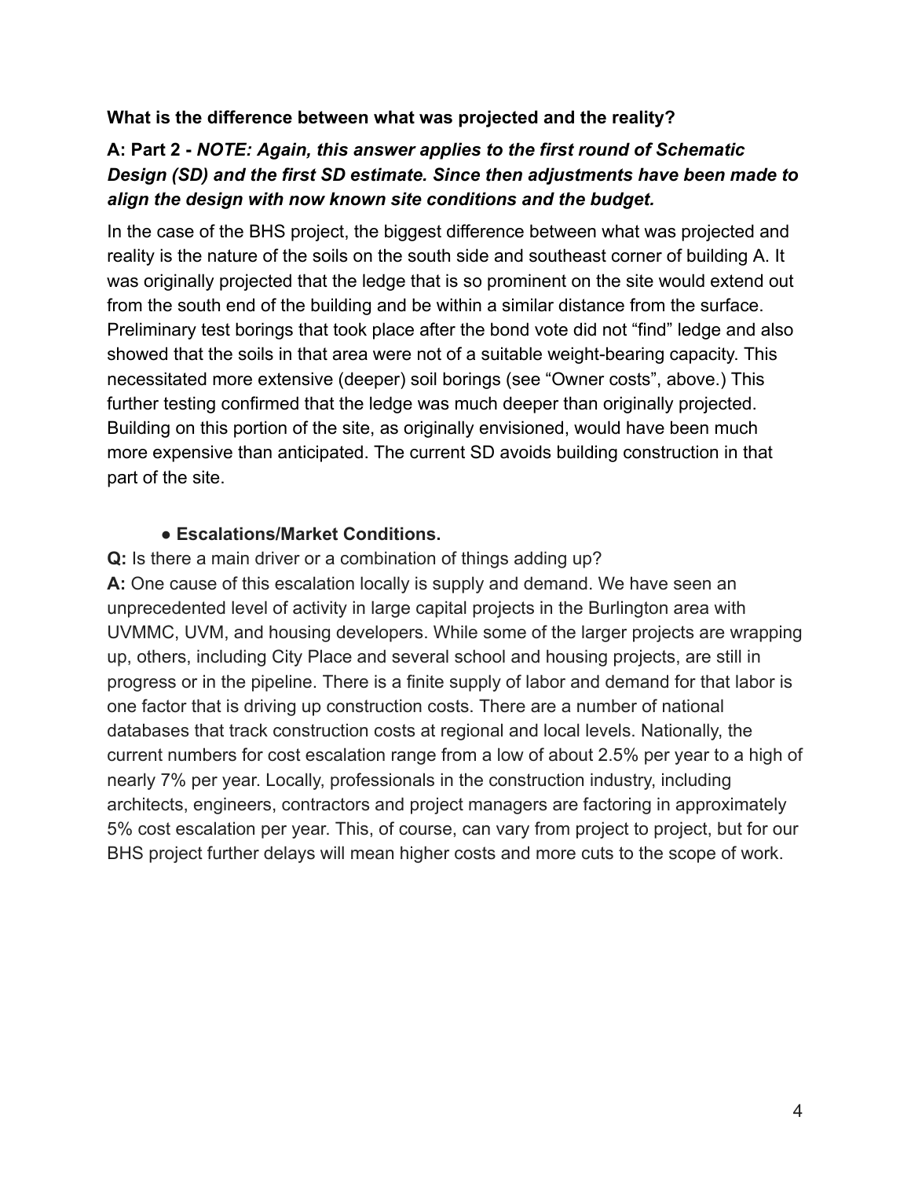**What is the difference between what was projected and the reality?**

**A: Part 2 - *NOTE: Again, this answer applies to the first round of Schematic Design (SD) and the first SD estimate. Since then adjustments have been made to align the design with now known site conditions and the budget.***

In the case of the BHS project, the biggest difference between what was projected and reality is the nature of the soils on the south side and southeast corner of building A. It was originally projected that the ledge that is so prominent on the site would extend out from the south end of the building and be within a similar distance from the surface. Preliminary test borings that took place after the bond vote did not "find" ledge and also showed that the soils in that area were not of a suitable weight-bearing capacity. This necessitated more extensive (deeper) soil borings (see "Owner costs", above.) This further testing confirmed that the ledge was much deeper than originally projected. Building on this portion of the site, as originally envisioned, would have been much more expensive than anticipated. The current SD avoids building construction in that part of the site.

- **Escalations/Market Conditions.**

**Q:** Is there a main driver or a combination of things adding up?

**A:** One cause of this escalation locally is supply and demand. We have seen an unprecedented level of activity in large capital projects in the Burlington area with UVMMC, UVM, and housing developers. While some of the larger projects are wrapping up, others, including City Place and several school and housing projects, are still in progress or in the pipeline. There is a finite supply of labor and demand for that labor is one factor that is driving up construction costs. There are a number of national databases that track construction costs at regional and local levels. Nationally, the current numbers for cost escalation range from a low of about 2.5% per year to a high of nearly 7% per year. Locally, professionals in the construction industry, including architects, engineers, contractors and project managers are factoring in approximately 5% cost escalation per year. This, of course, can vary from project to project, but for our BHS project further delays will mean higher costs and more cuts to the scope of work.